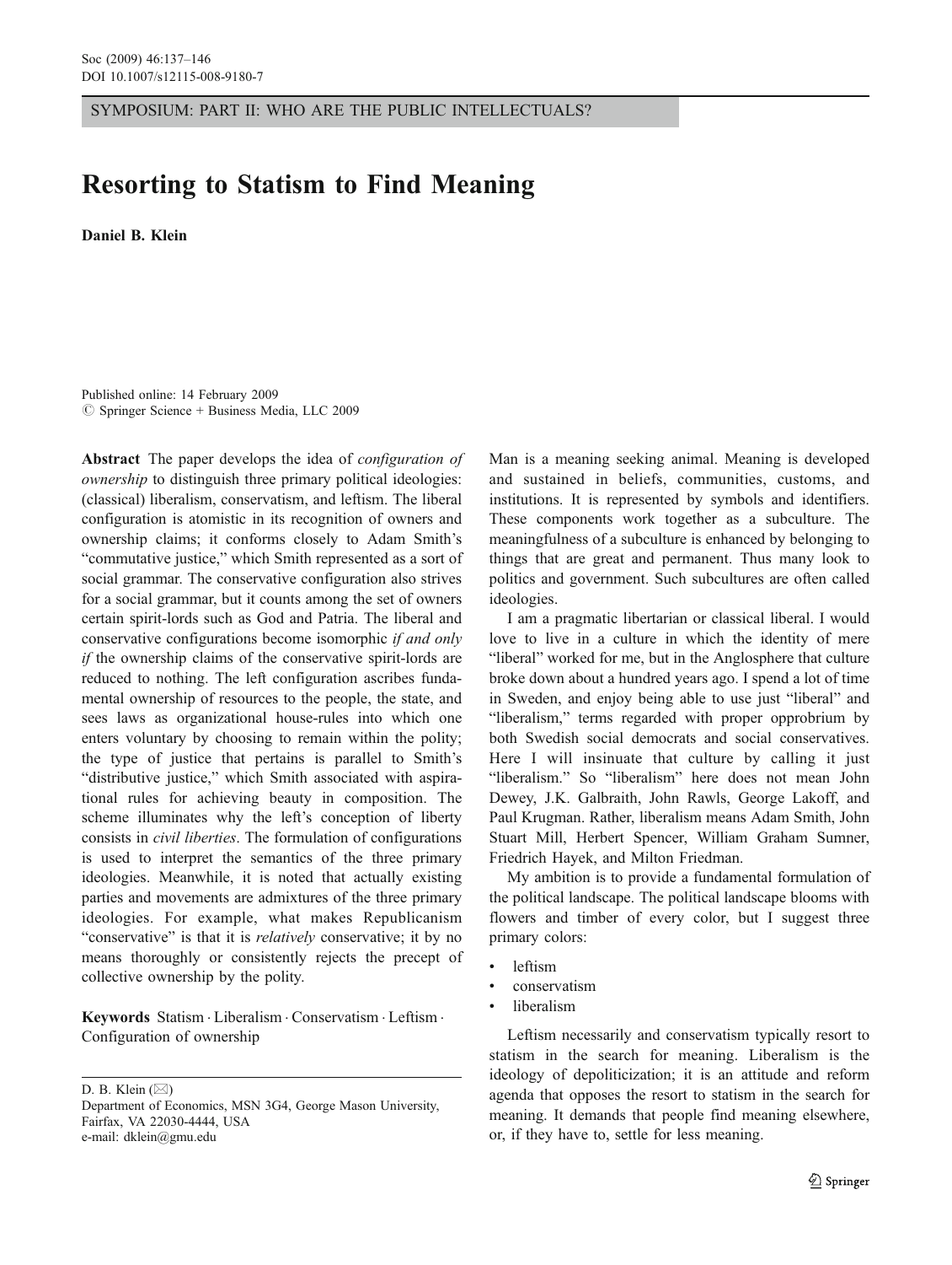SYMPOSIUM: PART II: WHO ARE THE PUBLIC INTELLECTUALS?

# Resorting to Statism to Find Meaning

**Daniel B. Klein**

Published online: 14 February 2009
© Springer Science + Business Media, LLC 2009

**Abstract** The paper develops the idea of *configuration of ownership* to distinguish three primary political ideologies: (classical) liberalism, conservatism, and leftism. The liberal configuration is atomistic in its recognition of owners and ownership claims; it conforms closely to Adam Smith's "commutative justice," which Smith represented as a sort of social grammar. The conservative configuration also strives for a social grammar, but it counts among the set of owners certain spirit-lords such as God and Patria. The liberal and conservative configurations become isomorphic *if and only if* the ownership claims of the conservative spirit-lords are reduced to nothing. The left configuration ascribes fundamental ownership of resources to the people, the state, and sees laws as organizational house-rules into which one enters voluntary by choosing to remain within the polity; the type of justice that pertains is parallel to Smith's "distributive justice," which Smith associated with aspirational rules for achieving beauty in composition. The scheme illuminates why the left's conception of liberty consists in *civil liberties*. The formulation of configurations is used to interpret the semantics of the three primary ideologies. Meanwhile, it is noted that actually existing parties and movements are admixtures of the three primary ideologies. For example, what makes Republicanism "conservative" is that it is *relatively* conservative; it by no means thoroughly or consistently rejects the precept of collective ownership by the polity.

**Keywords** Statism · Liberalism · Conservatism · Leftism · Configuration of ownership

D. B. Klein (✉)
Department of Economics, MSN 3G4, George Mason University, Fairfax, VA 22030-4444, USA
e-mail: dklein@gmu.edu

Man is a meaning seeking animal. Meaning is developed and sustained in beliefs, communities, customs, and institutions. It is represented by symbols and identifiers. These components work together as a subculture. The meaningfulness of a subculture is enhanced by belonging to things that are great and permanent. Thus many look to politics and government. Such subcultures are often called ideologies.

I am a pragmatic libertarian or classical liberal. I would love to live in a culture in which the identity of mere "liberal" worked for me, but in the Anglosphere that culture broke down about a hundred years ago. I spend a lot of time in Sweden, and enjoy being able to use just "liberal" and "liberalism," terms regarded with proper opprobrium by both Swedish social democrats and social conservatives. Here I will insinuate that culture by calling it just "liberalism." So "liberalism" here does not mean John Dewey, J.K. Galbraith, John Rawls, George Lakoff, and Paul Krugman. Rather, liberalism means Adam Smith, John Stuart Mill, Herbert Spencer, William Graham Sumner, Friedrich Hayek, and Milton Friedman.

My ambition is to provide a fundamental formulation of the political landscape. The political landscape blooms with flowers and timber of every color, but I suggest three primary colors:

- leftism
- conservatism
- liberalism

Leftism necessarily and conservatism typically resort to statism in the search for meaning. Liberalism is the ideology of depoliticization; it is an attitude and reform agenda that opposes the resort to statism in the search for meaning. It demands that people find meaning elsewhere, or, if they have to, settle for less meaning.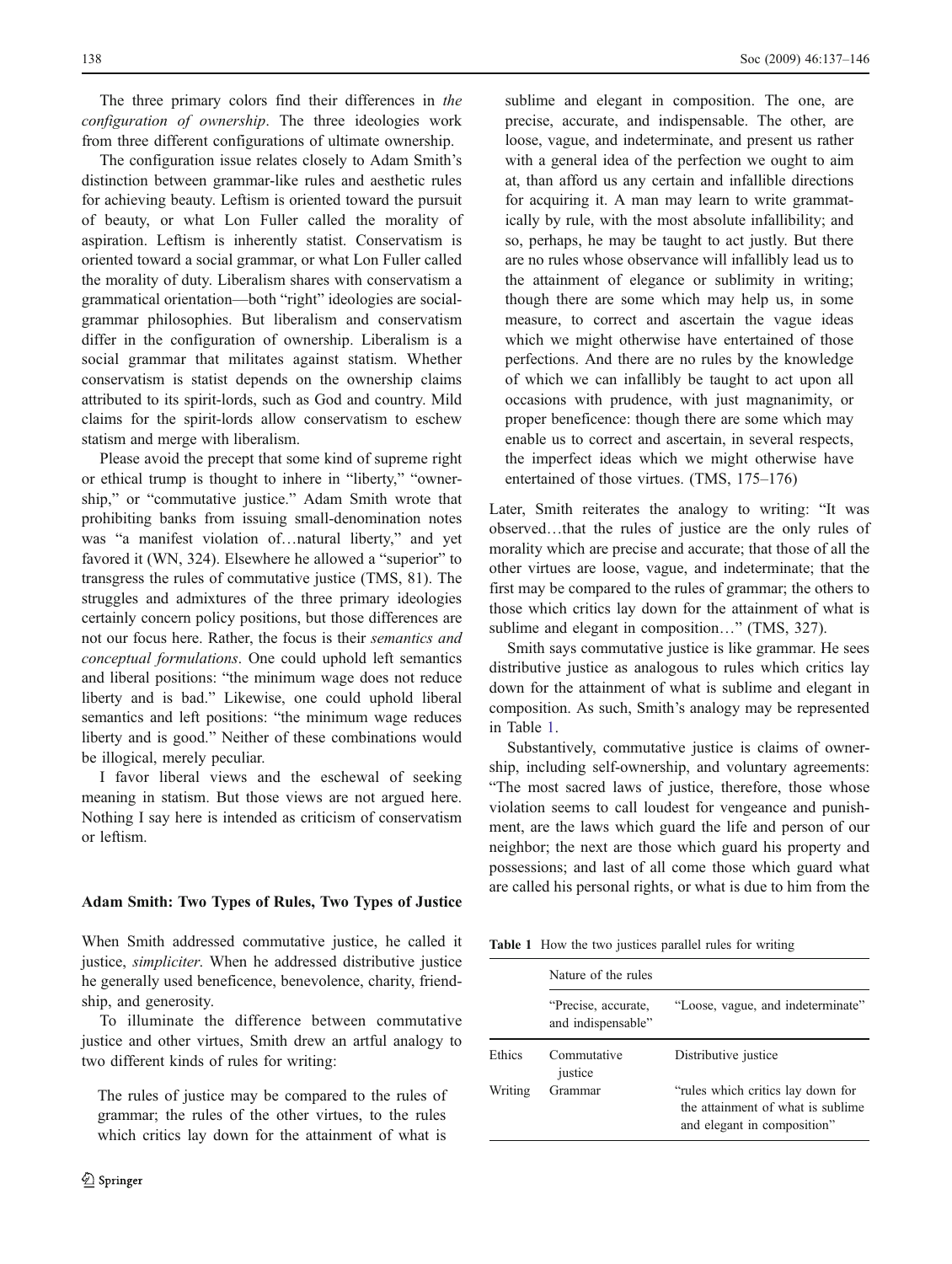The three primary colors find their differences in *the configuration of ownership*. The three ideologies work from three different configurations of ultimate ownership.

The configuration issue relates closely to Adam Smith's distinction between grammar-like rules and aesthetic rules for achieving beauty. Leftism is oriented toward the pursuit of beauty, or what Lon Fuller called the morality of aspiration. Leftism is inherently statist. Conservatism is oriented toward a social grammar, or what Lon Fuller called the morality of duty. Liberalism shares with conservatism a grammatical orientation—both "right" ideologies are social-grammar philosophies. But liberalism and conservatism differ in the configuration of ownership. Liberalism is a social grammar that militates against statism. Whether conservatism is statist depends on the ownership claims attributed to its spirit-lords, such as God and country. Mild claims for the spirit-lords allow conservatism to eschew statism and merge with liberalism.

Please avoid the precept that some kind of supreme right or ethical trump is thought to inhere in "liberty," "ownership," or "commutative justice." Adam Smith wrote that prohibiting banks from issuing small-denomination notes was "a manifest violation of…natural liberty," and yet favored it (WN, 324). Elsewhere he allowed a "superior" to transgress the rules of commutative justice (TMS, 81). The struggles and admixtures of the three primary ideologies certainly concern policy positions, but those differences are not our focus here. Rather, the focus is their *semantics and conceptual formulations*. One could uphold left semantics and liberal positions: "the minimum wage does not reduce liberty and is bad." Likewise, one could uphold liberal semantics and left positions: "the minimum wage reduces liberty and is good." Neither of these combinations would be illogical, merely peculiar.

I favor liberal views and the eschewal of seeking meaning in statism. But those views are not argued here. Nothing I say here is intended as criticism of conservatism or leftism.

## Adam Smith: Two Types of Rules, Two Types of Justice

When Smith addressed commutative justice, he called it justice, *simpliciter*. When he addressed distributive justice he generally used beneficence, benevolence, charity, friendship, and generosity.

To illuminate the difference between commutative justice and other virtues, Smith drew an artful analogy to two different kinds of rules for writing:

> The rules of justice may be compared to the rules of grammar; the rules of the other virtues, to the rules which critics lay down for the attainment of what is sublime and elegant in composition. The one, are precise, accurate, and indispensable. The other, are loose, vague, and indeterminate, and present us rather with a general idea of the perfection we ought to aim at, than afford us any certain and infallible directions for acquiring it. A man may learn to write grammatically by rule, with the most absolute infallibility; and so, perhaps, he may be taught to act justly. But there are no rules whose observance will infallibly lead us to the attainment of elegance or sublimity in writing; though there are some which may help us, in some measure, to correct and ascertain the vague ideas which we might otherwise have entertained of those perfections. And there are no rules by the knowledge of which we can infallibly be taught to act upon all occasions with prudence, with just magnanimity, or proper beneficence: though there are some which may enable us to correct and ascertain, in several respects, the imperfect ideas which we might otherwise have entertained of those virtues. (TMS, 175–176)

Later, Smith reiterates the analogy to writing: "It was observed…that the rules of justice are the only rules of morality which are precise and accurate; that those of all the other virtues are loose, vague, and indeterminate; that the first may be compared to the rules of grammar; the others to those which critics lay down for the attainment of what is sublime and elegant in composition…" (TMS, 327).

Smith says commutative justice is like grammar. He sees distributive justice as analogous to rules which critics lay down for the attainment of what is sublime and elegant in composition. As such, Smith's analogy may be represented in Table 1.

Substantively, commutative justice is claims of ownership, including self-ownership, and voluntary agreements: "The most sacred laws of justice, therefore, those whose violation seems to call loudest for vengeance and punishment, are the laws which guard the life and person of our neighbor; the next are those which guard his property and possessions; and last of all come those which guard what are called his personal rights, or what is due to him from the

**Table 1** How the two justices parallel rules for writing

| | Nature of the rules | |
|---|---|---|
| | "Precise, accurate, and indispensable" | "Loose, vague, and indeterminate" |
| Ethics | Commutative justice | Distributive justice |
| Writing | Grammar | "rules which critics lay down for the attainment of what is sublime and elegant in composition" |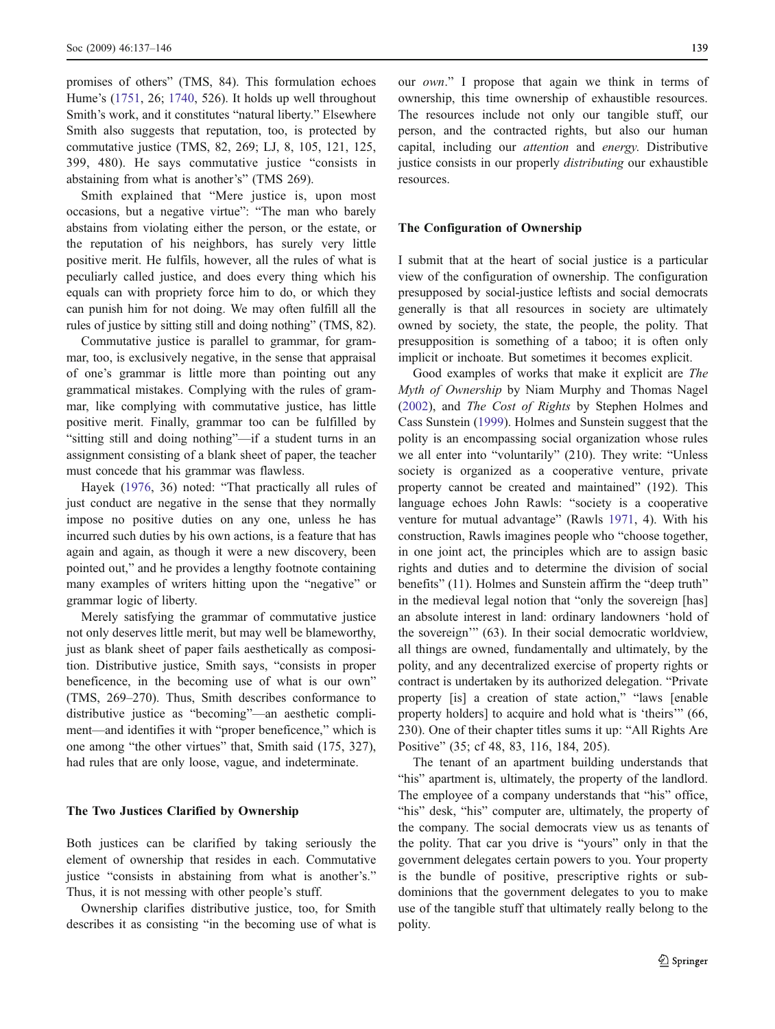promises of others" (TMS, 84). This formulation echoes Hume's (1751, 26; 1740, 526). It holds up well throughout Smith's work, and it constitutes "natural liberty." Elsewhere Smith also suggests that reputation, too, is protected by commutative justice (TMS, 82, 269; LJ, 8, 105, 121, 125, 399, 480). He says commutative justice "consists in abstaining from what is another's" (TMS 269).

Smith explained that "Mere justice is, upon most occasions, but a negative virtue": "The man who barely abstains from violating either the person, or the estate, or the reputation of his neighbors, has surely very little positive merit. He fulfils, however, all the rules of what is peculiarly called justice, and does every thing which his equals can with propriety force him to do, or which they can punish him for not doing. We may often fulfill all the rules of justice by sitting still and doing nothing" (TMS, 82).

Commutative justice is parallel to grammar, for grammar, too, is exclusively negative, in the sense that appraisal of one's grammar is little more than pointing out any grammatical mistakes. Complying with the rules of grammar, like complying with commutative justice, has little positive merit. Finally, grammar too can be fulfilled by "sitting still and doing nothing"—if a student turns in an assignment consisting of a blank sheet of paper, the teacher must concede that his grammar was flawless.

Hayek (1976, 36) noted: "That practically all rules of just conduct are negative in the sense that they normally impose no positive duties on any one, unless he has incurred such duties by his own actions, is a feature that has again and again, as though it were a new discovery, been pointed out," and he provides a lengthy footnote containing many examples of writers hitting upon the "negative" or grammar logic of liberty.

Merely satisfying the grammar of commutative justice not only deserves little merit, but may well be blameworthy, just as blank sheet of paper fails aesthetically as composition. Distributive justice, Smith says, "consists in proper beneficence, in the becoming use of what is our own" (TMS, 269–270). Thus, Smith describes conformance to distributive justice as "becoming"—an aesthetic compliment—and identifies it with "proper beneficence," which is one among "the other virtues" that, Smith said (175, 327), had rules that are only loose, vague, and indeterminate.

## The Two Justices Clarified by Ownership

Both justices can be clarified by taking seriously the element of ownership that resides in each. Commutative justice "consists in abstaining from what is another's." Thus, it is not messing with other people's stuff.

Ownership clarifies distributive justice, too, for Smith describes it as consisting "in the becoming use of what is our *own*." I propose that again we think in terms of ownership, this time ownership of exhaustible resources. The resources include not only our tangible stuff, our person, and the contracted rights, but also our human capital, including our *attention* and *energy.* Distributive justice consists in our properly *distributing* our exhaustible resources.

## The Configuration of Ownership

I submit that at the heart of social justice is a particular view of the configuration of ownership. The configuration presupposed by social-justice leftists and social democrats generally is that all resources in society are ultimately owned by society, the state, the people, the polity. That presupposition is something of a taboo; it is often only implicit or inchoate. But sometimes it becomes explicit.

Good examples of works that make it explicit are *The Myth of Ownership* by Niam Murphy and Thomas Nagel (2002), and *The Cost of Rights* by Stephen Holmes and Cass Sunstein (1999). Holmes and Sunstein suggest that the polity is an encompassing social organization whose rules we all enter into "voluntarily" (210). They write: "Unless society is organized as a cooperative venture, private property cannot be created and maintained" (192). This language echoes John Rawls: "society is a cooperative venture for mutual advantage" (Rawls 1971, 4). With his construction, Rawls imagines people who "choose together, in one joint act, the principles which are to assign basic rights and duties and to determine the division of social benefits" (11). Holmes and Sunstein affirm the "deep truth" in the medieval legal notion that "only the sovereign [has] an absolute interest in land: ordinary landowners 'hold of the sovereign'" (63). In their social democratic worldview, all things are owned, fundamentally and ultimately, by the polity, and any decentralized exercise of property rights or contract is undertaken by its authorized delegation. "Private property [is] a creation of state action," "laws [enable property holders] to acquire and hold what is 'theirs'" (66, 230). One of their chapter titles sums it up: "All Rights Are Positive" (35; cf 48, 83, 116, 184, 205).

The tenant of an apartment building understands that "his" apartment is, ultimately, the property of the landlord. The employee of a company understands that "his" office, "his" desk, "his" computer are, ultimately, the property of the company. The social democrats view us as tenants of the polity. That car you drive is "yours" only in that the government delegates certain powers to you. Your property is the bundle of positive, prescriptive rights or sub-dominions that the government delegates to you to make use of the tangible stuff that ultimately really belong to the polity.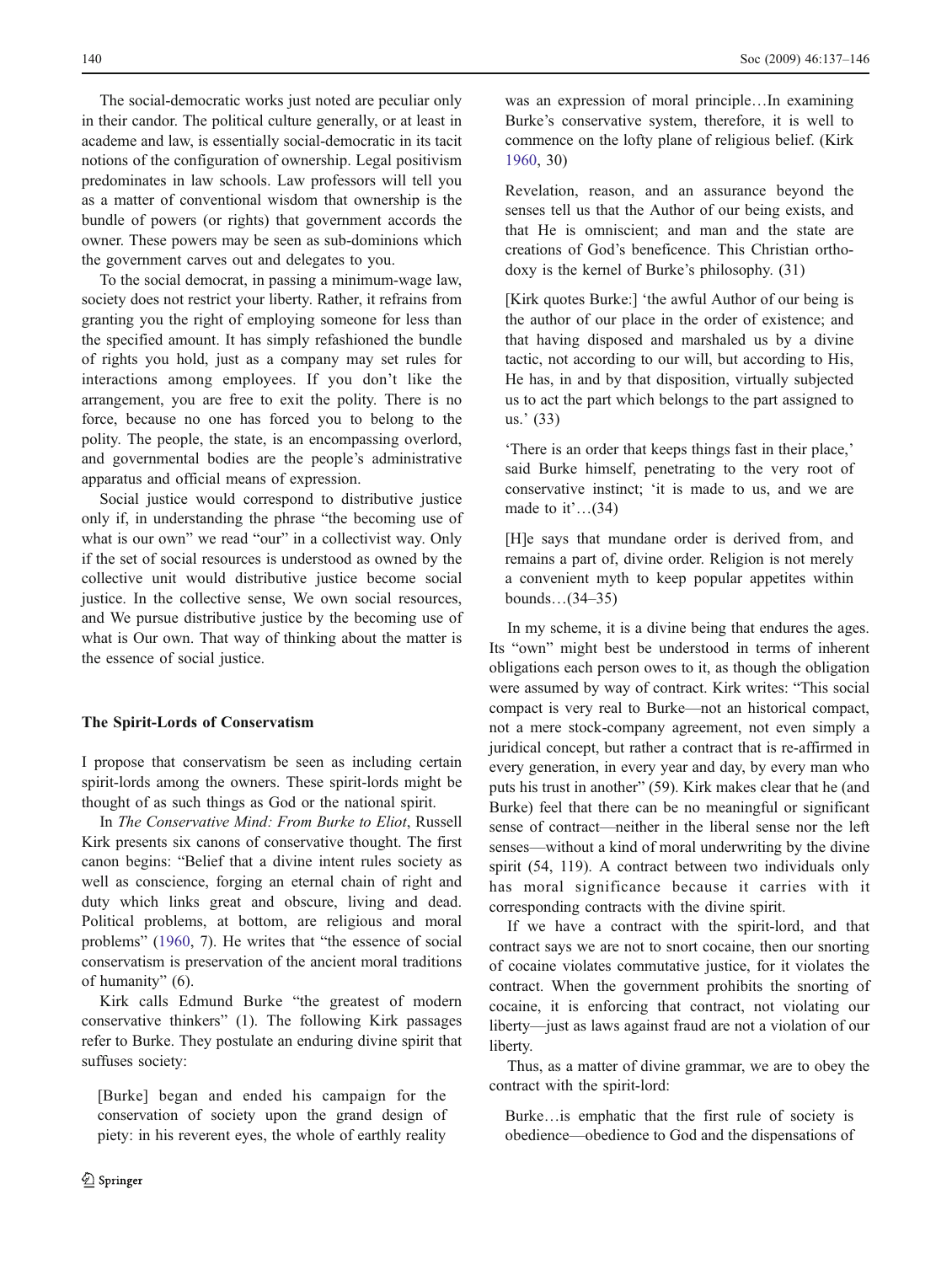The social-democratic works just noted are peculiar only in their candor. The political culture generally, or at least in academe and law, is essentially social-democratic in its tacit notions of the configuration of ownership. Legal positivism predominates in law schools. Law professors will tell you as a matter of conventional wisdom that ownership is the bundle of powers (or rights) that government accords the owner. These powers may be seen as sub-dominions which the government carves out and delegates to you.

To the social democrat, in passing a minimum-wage law, society does not restrict your liberty. Rather, it refrains from granting you the right of employing someone for less than the specified amount. It has simply refashioned the bundle of rights you hold, just as a company may set rules for interactions among employees. If you don't like the arrangement, you are free to exit the polity. There is no force, because no one has forced you to belong to the polity. The people, the state, is an encompassing overlord, and governmental bodies are the people's administrative apparatus and official means of expression.

Social justice would correspond to distributive justice only if, in understanding the phrase "the becoming use of what is our own" we read "our" in a collectivist way. Only if the set of social resources is understood as owned by the collective unit would distributive justice become social justice. In the collective sense, We own social resources, and We pursue distributive justice by the becoming use of what is Our own. That way of thinking about the matter is the essence of social justice.

### The Spirit-Lords of Conservatism

I propose that conservatism be seen as including certain spirit-lords among the owners. These spirit-lords might be thought of as such things as God or the national spirit.

In *The Conservative Mind: From Burke to Eliot*, Russell Kirk presents six canons of conservative thought. The first canon begins: "Belief that a divine intent rules society as well as conscience, forging an eternal chain of right and duty which links great and obscure, living and dead. Political problems, at bottom, are religious and moral problems" (1960, 7). He writes that "the essence of social conservatism is preservation of the ancient moral traditions of humanity" (6).

Kirk calls Edmund Burke "the greatest of modern conservative thinkers" (1). The following Kirk passages refer to Burke. They postulate an enduring divine spirit that suffuses society:

> [Burke] began and ended his campaign for the conservation of society upon the grand design of piety: in his reverent eyes, the whole of earthly reality was an expression of moral principle…In examining Burke's conservative system, therefore, it is well to commence on the lofty plane of religious belief. (Kirk 1960, 30)

> Revelation, reason, and an assurance beyond the senses tell us that the Author of our being exists, and that He is omniscient; and man and the state are creations of God's beneficence. This Christian orthodoxy is the kernel of Burke's philosophy. (31)

> [Kirk quotes Burke:] 'the awful Author of our being is the author of our place in the order of existence; and that having disposed and marshaled us by a divine tactic, not according to our will, but according to His, He has, in and by that disposition, virtually subjected us to act the part which belongs to the part assigned to us.' (33)

> 'There is an order that keeps things fast in their place,' said Burke himself, penetrating to the very root of conservative instinct; 'it is made to us, and we are made to it'…(34)

> [H]e says that mundane order is derived from, and remains a part of, divine order. Religion is not merely a convenient myth to keep popular appetites within bounds…(34–35)

In my scheme, it is a divine being that endures the ages. Its "own" might best be understood in terms of inherent obligations each person owes to it, as though the obligation were assumed by way of contract. Kirk writes: "This social compact is very real to Burke—not an historical compact, not a mere stock-company agreement, not even simply a juridical concept, but rather a contract that is re-affirmed in every generation, in every year and day, by every man who puts his trust in another" (59). Kirk makes clear that he (and Burke) feel that there can be no meaningful or significant sense of contract—neither in the liberal sense nor the left senses—without a kind of moral underwriting by the divine spirit (54, 119). A contract between two individuals only has moral significance because it carries with it corresponding contracts with the divine spirit.

If we have a contract with the spirit-lord, and that contract says we are not to snort cocaine, then our snorting of cocaine violates commutative justice, for it violates the contract. When the government prohibits the snorting of cocaine, it is enforcing that contract, not violating our liberty—just as laws against fraud are not a violation of our liberty.

Thus, as a matter of divine grammar, we are to obey the contract with the spirit-lord:

> Burke…is emphatic that the first rule of society is obedience—obedience to God and the dispensations of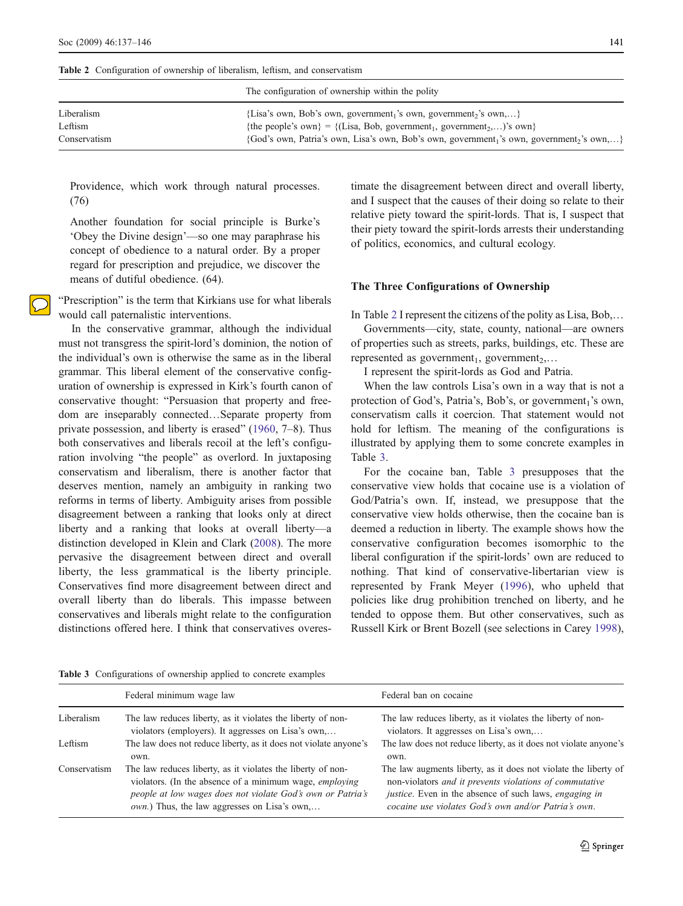Table 2 Configuration of ownership of liberalism, leftism, and conservatism

| | The configuration of ownership within the polity |
|---|---|
| Liberalism | {Lisa's own, Bob's own, government$_1$'s own, government$_2$'s own,…} |
| Leftism | {the people's own} = {(Lisa, Bob, government$_1$, government$_2$,…)'s own} |
| Conservatism | {God's own, Patria's own, Lisa's own, Bob's own, government$_1$'s own, government$_2$'s own,…} |

> Providence, which work through natural processes. (76)
>
> Another foundation for social principle is Burke's 'Obey the Divine design'—so one may paraphrase his concept of obedience to a natural order. By a proper regard for prescription and prejudice, we discover the means of dutiful obedience. (64).

"Prescription" is the term that Kirkians use for what liberals would call paternalistic interventions.

In the conservative grammar, although the individual must not transgress the spirit-lord's dominion, the notion of the individual's own is otherwise the same as in the liberal grammar. This liberal element of the conservative configuration of ownership is expressed in Kirk's fourth canon of conservative thought: "Persuasion that property and freedom are inseparably connected…Separate property from private possession, and liberty is erased" (1960, 7–8). Thus both conservatives and liberals recoil at the left's configuration involving "the people" as overlord. In juxtaposing conservatism and liberalism, there is another factor that deserves mention, namely an ambiguity in ranking two reforms in terms of liberty. Ambiguity arises from possible disagreement between a ranking that looks only at direct liberty and a ranking that looks at overall liberty—a distinction developed in Klein and Clark (2008). The more pervasive the disagreement between direct and overall liberty, the less grammatical is the liberty principle. Conservatives find more disagreement between direct and overall liberty than do liberals. This impasse between conservatives and liberals might relate to the configuration distinctions offered here. I think that conservatives overestimate the disagreement between direct and overall liberty, and I suspect that the causes of their doing so relate to their relative piety toward the spirit-lords. That is, I suspect that their piety toward the spirit-lords arrests their understanding of politics, economics, and cultural ecology.

## The Three Configurations of Ownership

In Table 2 I represent the citizens of the polity as Lisa, Bob,…

Governments—city, state, county, national—are owners of properties such as streets, parks, buildings, etc. These are represented as government$_1$, government$_2$,…

I represent the spirit-lords as God and Patria.

When the law controls Lisa's own in a way that is not a protection of God's, Patria's, Bob's, or government$_1$'s own, conservatism calls it coercion. That statement would not hold for leftism. The meaning of the configurations is illustrated by applying them to some concrete examples in Table 3.

For the cocaine ban, Table 3 presupposes that the conservative view holds that cocaine use is a violation of God/Patria's own. If, instead, we presuppose that the conservative view holds otherwise, then the cocaine ban is deemed a reduction in liberty. The example shows how the conservative configuration becomes isomorphic to the liberal configuration if the spirit-lords' own are reduced to nothing. That kind of conservative-libertarian view is represented by Frank Meyer (1996), who upheld that policies like drug prohibition trenched on liberty, and he tended to oppose them. But other conservatives, such as Russell Kirk or Brent Bozell (see selections in Carey 1998),

Table 3 Configurations of ownership applied to concrete examples

| | Federal minimum wage law | Federal ban on cocaine |
|---|---|---|
| Liberalism | The law reduces liberty, as it violates the liberty of non-violators (employers). It aggresses on Lisa's own,… | The law reduces liberty, as it violates the liberty of non-violators. It aggresses on Lisa's own,… |
| Leftism | The law does not reduce liberty, as it does not violate anyone's own. | The law does not reduce liberty, as it does not violate anyone's own. |
| Conservatism | The law reduces liberty, as it violates the liberty of non-violators. (In the absence of a minimum wage, *employing people at low wages does not violate God's own or Patria's own.*) Thus, the law aggresses on Lisa's own,… | The law augments liberty, as it does not violate the liberty of non-violators *and it prevents violations of commutative justice*. Even in the absence of such laws, *engaging in cocaine use violates God's own and/or Patria's own.* |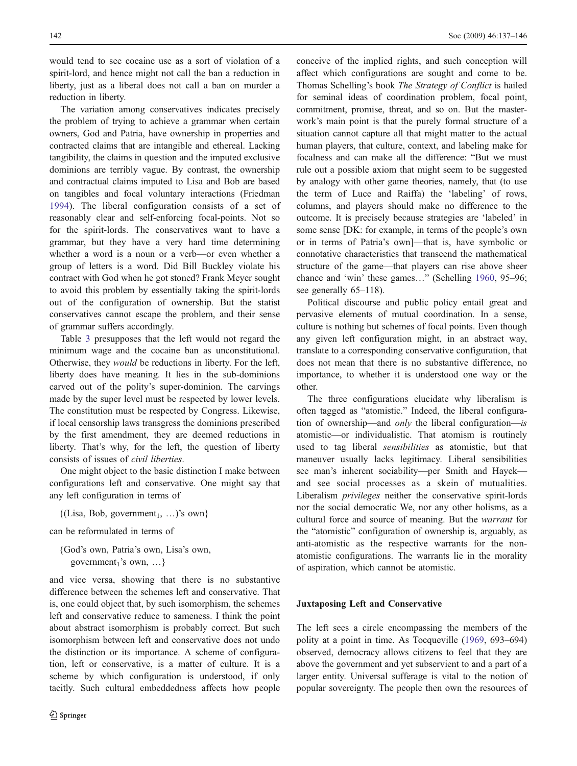would tend to see cocaine use as a sort of violation of a spirit-lord, and hence might not call the ban a reduction in liberty, just as a liberal does not call a ban on murder a reduction in liberty.

The variation among conservatives indicates precisely the problem of trying to achieve a grammar when certain owners, God and Patria, have ownership in properties and contracted claims that are intangible and ethereal. Lacking tangibility, the claims in question and the imputed exclusive dominions are terribly vague. By contrast, the ownership and contractual claims imputed to Lisa and Bob are based on tangibles and focal voluntary interactions (Friedman 1994). The liberal configuration consists of a set of reasonably clear and self-enforcing focal-points. Not so for the spirit-lords. The conservatives want to have a grammar, but they have a very hard time determining whether a word is a noun or a verb—or even whether a group of letters is a word. Did Bill Buckley violate his contract with God when he got stoned? Frank Meyer sought to avoid this problem by essentially taking the spirit-lords out of the configuration of ownership. But the statist conservatives cannot escape the problem, and their sense of grammar suffers accordingly.

Table 3 presupposes that the left would not regard the minimum wage and the cocaine ban as unconstitutional. Otherwise, they *would* be reductions in liberty. For the left, liberty does have meaning. It lies in the sub-dominions carved out of the polity's super-dominion. The carvings made by the super level must be respected by lower levels. The constitution must be respected by Congress. Likewise, if local censorship laws transgress the dominions prescribed by the first amendment, they are deemed reductions in liberty. That's why, for the left, the question of liberty consists of issues of *civil liberties*.

One might object to the basic distinction I make between configurations left and conservative. One might say that any left configuration in terms of

{(Lisa, Bob, government$_1$, …)'s own}

can be reformulated in terms of

{God's own, Patria's own, Lisa's own, government$_1$'s own, …}

and vice versa, showing that there is no substantive difference between the schemes left and conservative. That is, one could object that, by such isomorphism, the schemes left and conservative reduce to sameness. I think the point about abstract isomorphism is probably correct. But such isomorphism between left and conservative does not undo the distinction or its importance. A scheme of configuration, left or conservative, is a matter of culture. It is a scheme by which configuration is understood, if only tacitly. Such cultural embeddedness affects how people conceive of the implied rights, and such conception will affect which configurations are sought and come to be. Thomas Schelling's book *The Strategy of Conflict* is hailed for seminal ideas of coordination problem, focal point, commitment, promise, threat, and so on. But the masterwork's main point is that the purely formal structure of a situation cannot capture all that might matter to the actual human players, that culture, context, and labeling make for focalness and can make all the difference: "But we must rule out a possible axiom that might seem to be suggested by analogy with other game theories, namely, that (to use the term of Luce and Raiffa) the 'labeling' of rows, columns, and players should make no difference to the outcome. It is precisely because strategies are 'labeled' in some sense [DK: for example, in terms of the people's own or in terms of Patria's own]—that is, have symbolic or connotative characteristics that transcend the mathematical structure of the game—that players can rise above sheer chance and 'win' these games…" (Schelling 1960, 95–96; see generally 65–118).

Political discourse and public policy entail great and pervasive elements of mutual coordination. In a sense, culture is nothing but schemes of focal points. Even though any given left configuration might, in an abstract way, translate to a corresponding conservative configuration, that does not mean that there is no substantive difference, no importance, to whether it is understood one way or the other.

The three configurations elucidate why liberalism is often tagged as "atomistic." Indeed, the liberal configuration of ownership—and *only* the liberal configuration—*is* atomistic—or individualistic. That atomism is routinely used to tag liberal *sensibilities* as atomistic, but that maneuver usually lacks legitimacy. Liberal sensibilities see man's inherent sociability—per Smith and Hayek—and see social processes as a skein of mutualities. Liberalism *privileges* neither the conservative spirit-lords nor the social democratic We, nor any other holisms, as a cultural force and source of meaning. But the *warrant* for the "atomistic" configuration of ownership is, arguably, as anti-atomistic as the respective warrants for the non-atomistic configurations. The warrants lie in the morality of aspiration, which cannot be atomistic.

## Juxtaposing Left and Conservative

The left sees a circle encompassing the members of the polity at a point in time. As Tocqueville (1969, 693–694) observed, democracy allows citizens to feel that they are above the government and yet subservient to and a part of a larger entity. Universal sufferage is vital to the notion of popular sovereignty. The people then own the resources of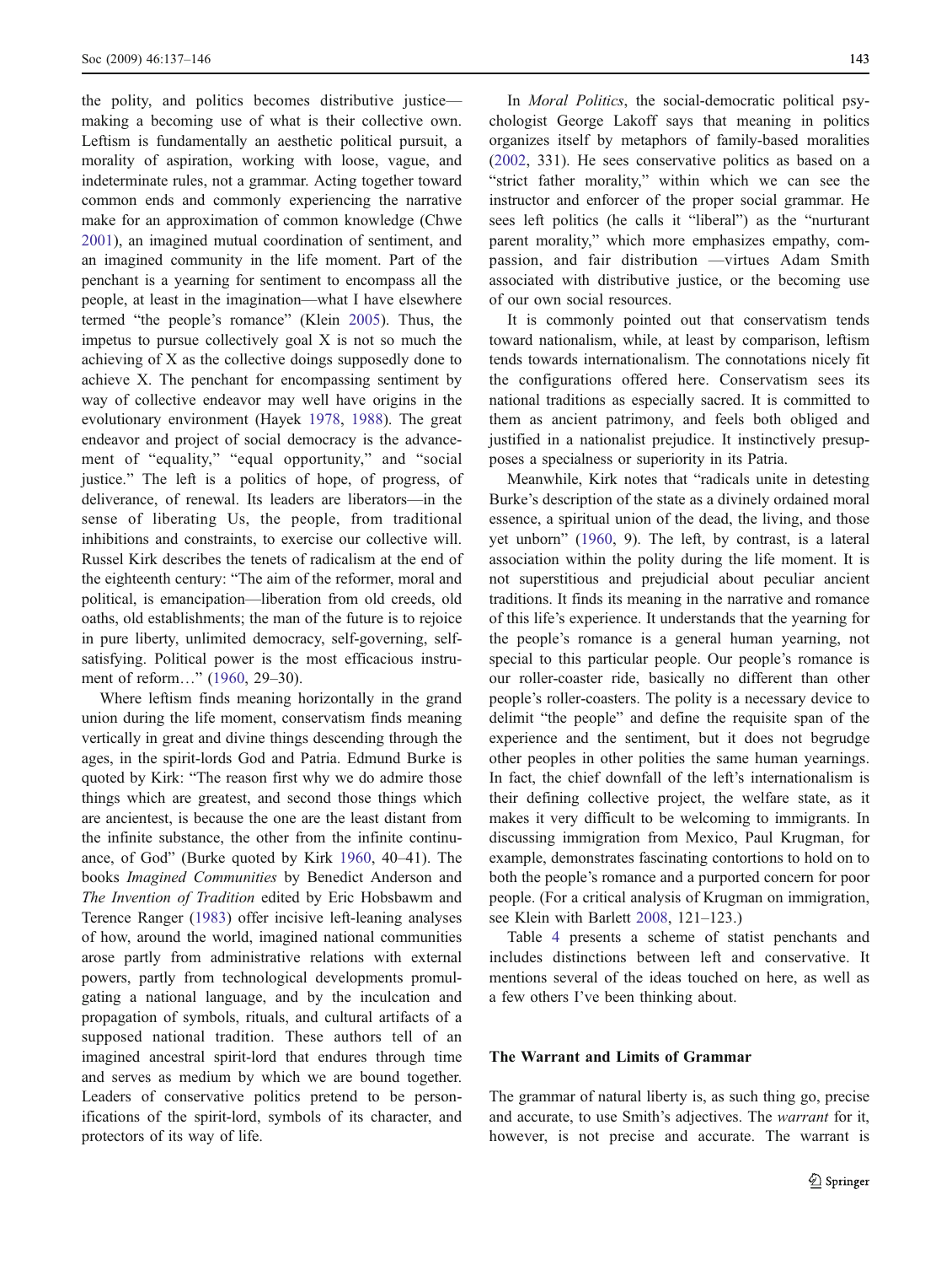the polity, and politics becomes distributive justice—making a becoming use of what is their collective own. Leftism is fundamentally an aesthetic political pursuit, a morality of aspiration, working with loose, vague, and indeterminate rules, not a grammar. Acting together toward common ends and commonly experiencing the narrative make for an approximation of common knowledge (Chwe 2001), an imagined mutual coordination of sentiment, and an imagined community in the life moment. Part of the penchant is a yearning for sentiment to encompass all the people, at least in the imagination—what I have elsewhere termed "the people's romance" (Klein 2005). Thus, the impetus to pursue collectively goal X is not so much the achieving of X as the collective doings supposedly done to achieve X. The penchant for encompassing sentiment by way of collective endeavor may well have origins in the evolutionary environment (Hayek 1978, 1988). The great endeavor and project of social democracy is the advancement of "equality," "equal opportunity," and "social justice." The left is a politics of hope, of progress, of deliverance, of renewal. Its leaders are liberators—in the sense of liberating Us, the people, from traditional inhibitions and constraints, to exercise our collective will. Russel Kirk describes the tenets of radicalism at the end of the eighteenth century: "The aim of the reformer, moral and political, is emancipation—liberation from old creeds, old oaths, old establishments; the man of the future is to rejoice in pure liberty, unlimited democracy, self-governing, self-satisfying. Political power is the most efficacious instrument of reform…" (1960, 29–30).

Where leftism finds meaning horizontally in the grand union during the life moment, conservatism finds meaning vertically in great and divine things descending through the ages, in the spirit-lords God and Patria. Edmund Burke is quoted by Kirk: "The reason first why we do admire those things which are greatest, and second those things which are ancientest, is because the one are the least distant from the infinite substance, the other from the infinite continuance, of God" (Burke quoted by Kirk 1960, 40–41). The books *Imagined Communities* by Benedict Anderson and *The Invention of Tradition* edited by Eric Hobsbawm and Terence Ranger (1983) offer incisive left-leaning analyses of how, around the world, imagined national communities arose partly from administrative relations with external powers, partly from technological developments promulgating a national language, and by the inculcation and propagation of symbols, rituals, and cultural artifacts of a supposed national tradition. These authors tell of an imagined ancestral spirit-lord that endures through time and serves as medium by which we are bound together. Leaders of conservative politics pretend to be personifications of the spirit-lord, symbols of its character, and protectors of its way of life.

In *Moral Politics*, the social-democratic political psychologist George Lakoff says that meaning in politics organizes itself by metaphors of family-based moralities (2002, 331). He sees conservative politics as based on a "strict father morality," within which we can see the instructor and enforcer of the proper social grammar. He sees left politics (he calls it "liberal") as the "nurturant parent morality," which more emphasizes empathy, compassion, and fair distribution —virtues Adam Smith associated with distributive justice, or the becoming use of our own social resources.

It is commonly pointed out that conservatism tends toward nationalism, while, at least by comparison, leftism tends towards internationalism. The connotations nicely fit the configurations offered here. Conservatism sees its national traditions as especially sacred. It is committed to them as ancient patrimony, and feels both obliged and justified in a nationalist prejudice. It instinctively presupposes a specialness or superiority in its Patria.

Meanwhile, Kirk notes that "radicals unite in detesting Burke's description of the state as a divinely ordained moral essence, a spiritual union of the dead, the living, and those yet unborn" (1960, 9). The left, by contrast, is a lateral association within the polity during the life moment. It is not superstitious and prejudicial about peculiar ancient traditions. It finds its meaning in the narrative and romance of this life's experience. It understands that the yearning for the people's romance is a general human yearning, not special to this particular people. Our people's romance is our roller-coaster ride, basically no different than other people's roller-coasters. The polity is a necessary device to delimit "the people" and define the requisite span of the experience and the sentiment, but it does not begrudge other peoples in other polities the same human yearnings. In fact, the chief downfall of the left's internationalism is their defining collective project, the welfare state, as it makes it very difficult to be welcoming to immigrants. In discussing immigration from Mexico, Paul Krugman, for example, demonstrates fascinating contortions to hold on to both the people's romance and a purported concern for poor people. (For a critical analysis of Krugman on immigration, see Klein with Barlett 2008, 121–123.)

Table 4 presents a scheme of statist penchants and includes distinctions between left and conservative. It mentions several of the ideas touched on here, as well as a few others I've been thinking about.

## The Warrant and Limits of Grammar

The grammar of natural liberty is, as such thing go, precise and accurate, to use Smith's adjectives. The *warrant* for it, however, is not precise and accurate. The warrant is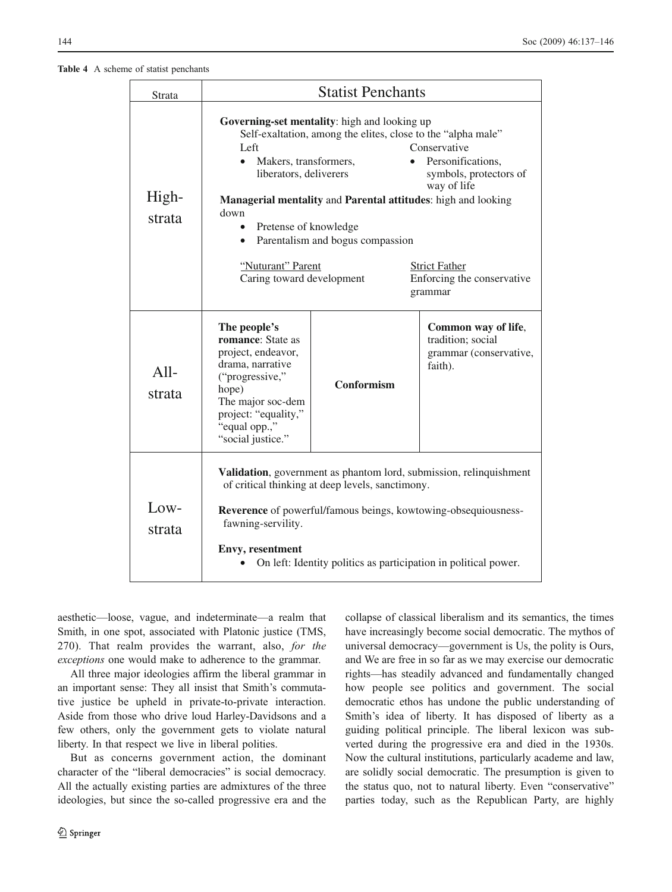**Table 4** A scheme of statist penchants

| Strata | Statist Penchants | | |
|---|---|---|---|
| High-strata | **Governing-set mentality**: high and looking up<br>Self-exaltation, among the elites, close to the "alpha male"<br>Left: • Makers, transformers, liberators, deliverers<br>Conservative: • Personifications, symbols, protectors of way of life<br>**Managerial mentality** and **Parental attitudes**: high and looking down<br>• Pretense of knowledge<br>• Parentalism and bogus compassion<br>"Nuturant" Parent: Caring toward development<br>Strict Father: Enforcing the conservative grammar | | |
| All-strata | **The people's romance**: State as project, endeavor, drama, narrative ("progressive," hope) The major soc-dem project: "equality," "equal opp.," "social justice." | **Conformism** | **Common way of life**, tradition; social grammar (conservative, faith). |
| Low-strata | **Validation**, government as phantom lord, submission, relinquishment of critical thinking at deep levels, sanctimony.<br>**Reverence** of powerful/famous beings, kowtowing-obsequiousness-fawning-servility.<br>**Envy, resentment**<br>• On left: Identity politics as participation in political power. | | |

aesthetic—loose, vague, and indeterminate—a realm that Smith, in one spot, associated with Platonic justice (TMS, 270). That realm provides the warrant, also, *for the exceptions* one would make to adherence to the grammar.

All three major ideologies affirm the liberal grammar in an important sense: They all insist that Smith's commutative justice be upheld in private-to-private interaction. Aside from those who drive loud Harley-Davidsons and a few others, only the government gets to violate natural liberty. In that respect we live in liberal polities.

But as concerns government action, the dominant character of the "liberal democracies" is social democracy. All the actually existing parties are admixtures of the three ideologies, but since the so-called progressive era and the collapse of classical liberalism and its semantics, the times have increasingly become social democratic. The mythos of universal democracy—government is Us, the polity is Ours, and We are free in so far as we may exercise our democratic rights—has steadily advanced and fundamentally changed how people see politics and government. The social democratic ethos has undone the public understanding of Smith's idea of liberty. It has disposed of liberty as a guiding political principle. The liberal lexicon was subverted during the progressive era and died in the 1930s. Now the cultural institutions, particularly academe and law, are solidly social democratic. The presumption is given to the status quo, not to natural liberty. Even "conservative" parties today, such as the Republican Party, are highly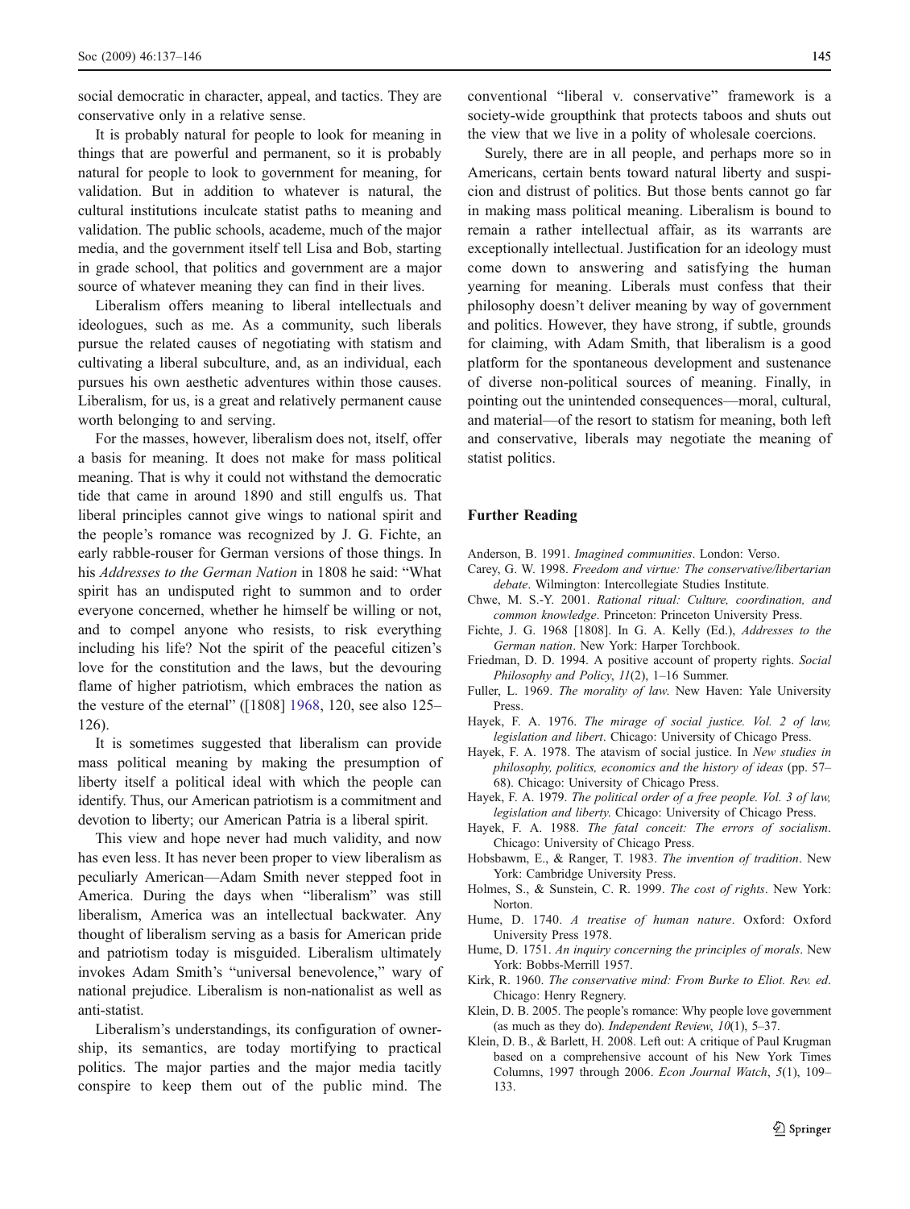social democratic in character, appeal, and tactics. They are conservative only in a relative sense.

It is probably natural for people to look for meaning in things that are powerful and permanent, so it is probably natural for people to look to government for meaning, for validation. But in addition to whatever is natural, the cultural institutions inculcate statist paths to meaning and validation. The public schools, academe, much of the major media, and the government itself tell Lisa and Bob, starting in grade school, that politics and government are a major source of whatever meaning they can find in their lives.

Liberalism offers meaning to liberal intellectuals and ideologues, such as me. As a community, such liberals pursue the related causes of negotiating with statism and cultivating a liberal subculture, and, as an individual, each pursues his own aesthetic adventures within those causes. Liberalism, for us, is a great and relatively permanent cause worth belonging to and serving.

For the masses, however, liberalism does not, itself, offer a basis for meaning. It does not make for mass political meaning. That is why it could not withstand the democratic tide that came in around 1890 and still engulfs us. That liberal principles cannot give wings to national spirit and the people's romance was recognized by J. G. Fichte, an early rabble-rouser for German versions of those things. In his *Addresses to the German Nation* in 1808 he said: "What spirit has an undisputed right to summon and to order everyone concerned, whether he himself be willing or not, and to compel anyone who resists, to risk everything including his life? Not the spirit of the peaceful citizen's love for the constitution and the laws, but the devouring flame of higher patriotism, which embraces the nation as the vesture of the eternal" ([1808] 1968, 120, see also 125–126).

It is sometimes suggested that liberalism can provide mass political meaning by making the presumption of liberty itself a political ideal with which the people can identify. Thus, our American patriotism is a commitment and devotion to liberty; our American Patria is a liberal spirit.

This view and hope never had much validity, and now has even less. It has never been proper to view liberalism as peculiarly American—Adam Smith never stepped foot in America. During the days when "liberalism" was still liberalism, America was an intellectual backwater. Any thought of liberalism serving as a basis for American pride and patriotism today is misguided. Liberalism ultimately invokes Adam Smith's "universal benevolence," wary of national prejudice. Liberalism is non-nationalist as well as anti-statist.

Liberalism's understandings, its configuration of ownership, its semantics, are today mortifying to practical politics. The major parties and the major media tacitly conspire to keep them out of the public mind. The conventional "liberal v. conservative" framework is a society-wide groupthink that protects taboos and shuts out the view that we live in a polity of wholesale coercions.

Surely, there are in all people, and perhaps more so in Americans, certain bents toward natural liberty and suspicion and distrust of politics. But those bents cannot go far in making mass political meaning. Liberalism is bound to remain a rather intellectual affair, as its warrants are exceptionally intellectual. Justification for an ideology must come down to answering and satisfying the human yearning for meaning. Liberals must confess that their philosophy doesn't deliver meaning by way of government and politics. However, they have strong, if subtle, grounds for claiming, with Adam Smith, that liberalism is a good platform for the spontaneous development and sustenance of diverse non-political sources of meaning. Finally, in pointing out the unintended consequences—moral, cultural, and material—of the resort to statism for meaning, both left and conservative, liberals may negotiate the meaning of statist politics.

## Further Reading

Anderson, B. 1991. *Imagined communities*. London: Verso.

Carey, G. W. 1998. *Freedom and virtue: The conservative/libertarian debate*. Wilmington: Intercollegiate Studies Institute.

Chwe, M. S.-Y. 2001. *Rational ritual: Culture, coordination, and common knowledge*. Princeton: Princeton University Press.

Fichte, J. G. 1968 [1808]. In G. A. Kelly (Ed.), *Addresses to the German nation*. New York: Harper Torchbook.

Friedman, D. D. 1994. A positive account of property rights. *Social Philosophy and Policy*, *11*(2), 1–16 Summer.

Fuller, L. 1969. *The morality of law*. New Haven: Yale University Press.

Hayek, F. A. 1976. *The mirage of social justice. Vol. 2 of law, legislation and libert*. Chicago: University of Chicago Press.

Hayek, F. A. 1978. The atavism of social justice. In *New studies in philosophy, politics, economics and the history of ideas* (pp. 57–68). Chicago: University of Chicago Press.

Hayek, F. A. 1979. *The political order of a free people. Vol. 3 of law, legislation and liberty*. Chicago: University of Chicago Press.

Hayek, F. A. 1988. *The fatal conceit: The errors of socialism*. Chicago: University of Chicago Press.

Hobsbawm, E., & Ranger, T. 1983. *The invention of tradition*. New York: Cambridge University Press.

Holmes, S., & Sunstein, C. R. 1999. *The cost of rights*. New York: Norton.

Hume, D. 1740. *A treatise of human nature*. Oxford: Oxford University Press 1978.

Hume, D. 1751. *An inquiry concerning the principles of morals*. New York: Bobbs-Merrill 1957.

Kirk, R. 1960. *The conservative mind: From Burke to Eliot. Rev. ed*. Chicago: Henry Regnery.

Klein, D. B. 2005. The people's romance: Why people love government (as much as they do). *Independent Review*, *10*(1), 5–37.

Klein, D. B., & Barlett, H. 2008. Left out: A critique of Paul Krugman based on a comprehensive account of his New York Times Columns, 1997 through 2006. *Econ Journal Watch*, *5*(1), 109–133.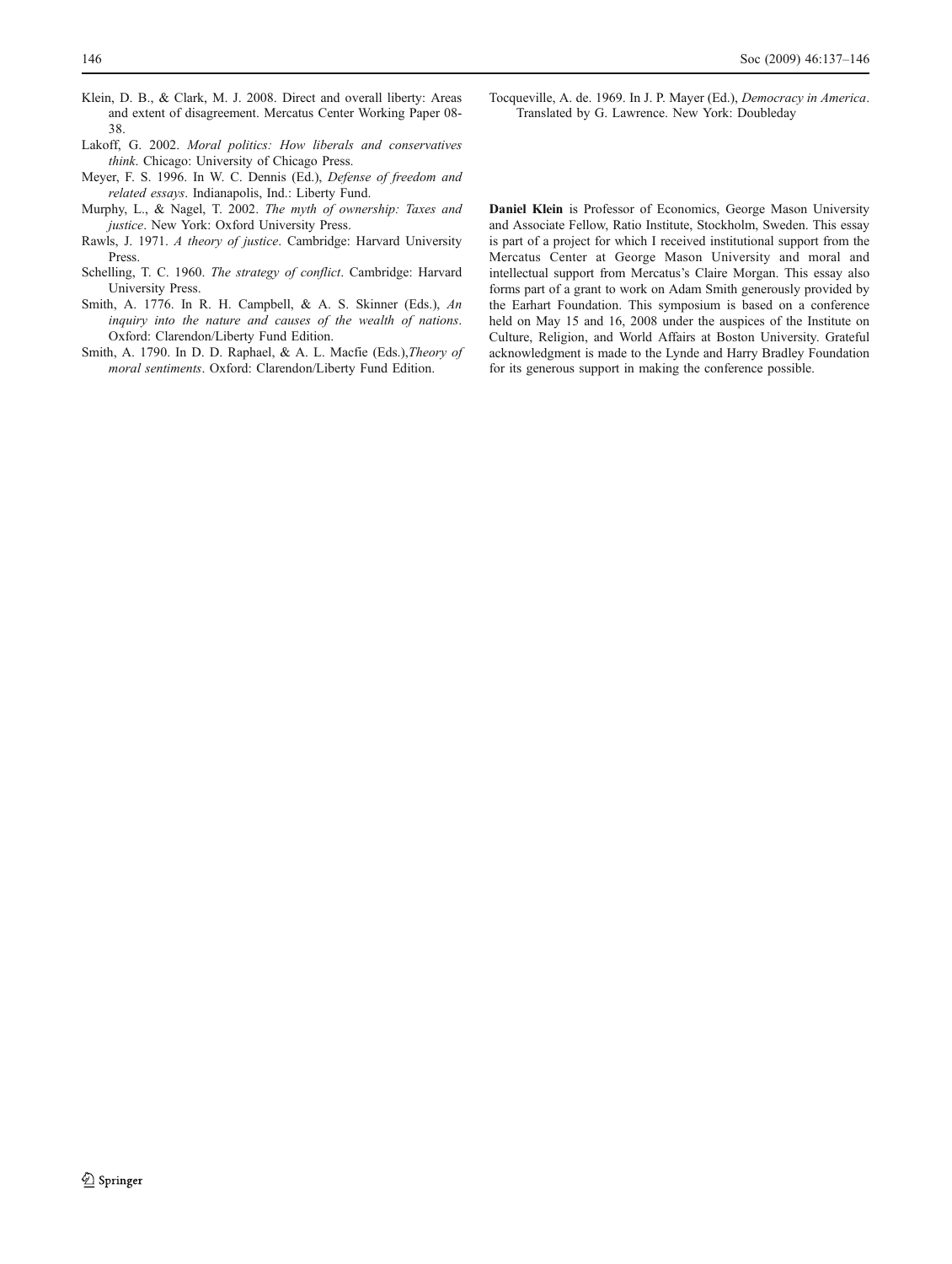Klein, D. B., & Clark, M. J. 2008. Direct and overall liberty: Areas and extent of disagreement. Mercatus Center Working Paper 08-38.

Lakoff, G. 2002. *Moral politics: How liberals and conservatives think*. Chicago: University of Chicago Press.

Meyer, F. S. 1996. In W. C. Dennis (Ed.), *Defense of freedom and related essays*. Indianapolis, Ind.: Liberty Fund.

Murphy, L., & Nagel, T. 2002. *The myth of ownership: Taxes and justice*. New York: Oxford University Press.

Rawls, J. 1971. *A theory of justice*. Cambridge: Harvard University Press.

Schelling, T. C. 1960. *The strategy of conflict*. Cambridge: Harvard University Press.

Smith, A. 1776. In R. H. Campbell, & A. S. Skinner (Eds.), *An inquiry into the nature and causes of the wealth of nations*. Oxford: Clarendon/Liberty Fund Edition.

Smith, A. 1790. In D. D. Raphael, & A. L. Macfie (Eds.),*Theory of moral sentiments*. Oxford: Clarendon/Liberty Fund Edition.

Tocqueville, A. de. 1969. In J. P. Mayer (Ed.), *Democracy in America*. Translated by G. Lawrence. New York: Doubleday

**Daniel Klein** is Professor of Economics, George Mason University and Associate Fellow, Ratio Institute, Stockholm, Sweden. This essay is part of a project for which I received institutional support from the Mercatus Center at George Mason University and moral and intellectual support from Mercatus's Claire Morgan. This essay also forms part of a grant to work on Adam Smith generously provided by the Earhart Foundation. This symposium is based on a conference held on May 15 and 16, 2008 under the auspices of the Institute on Culture, Religion, and World Affairs at Boston University. Grateful acknowledgment is made to the Lynde and Harry Bradley Foundation for its generous support in making the conference possible.